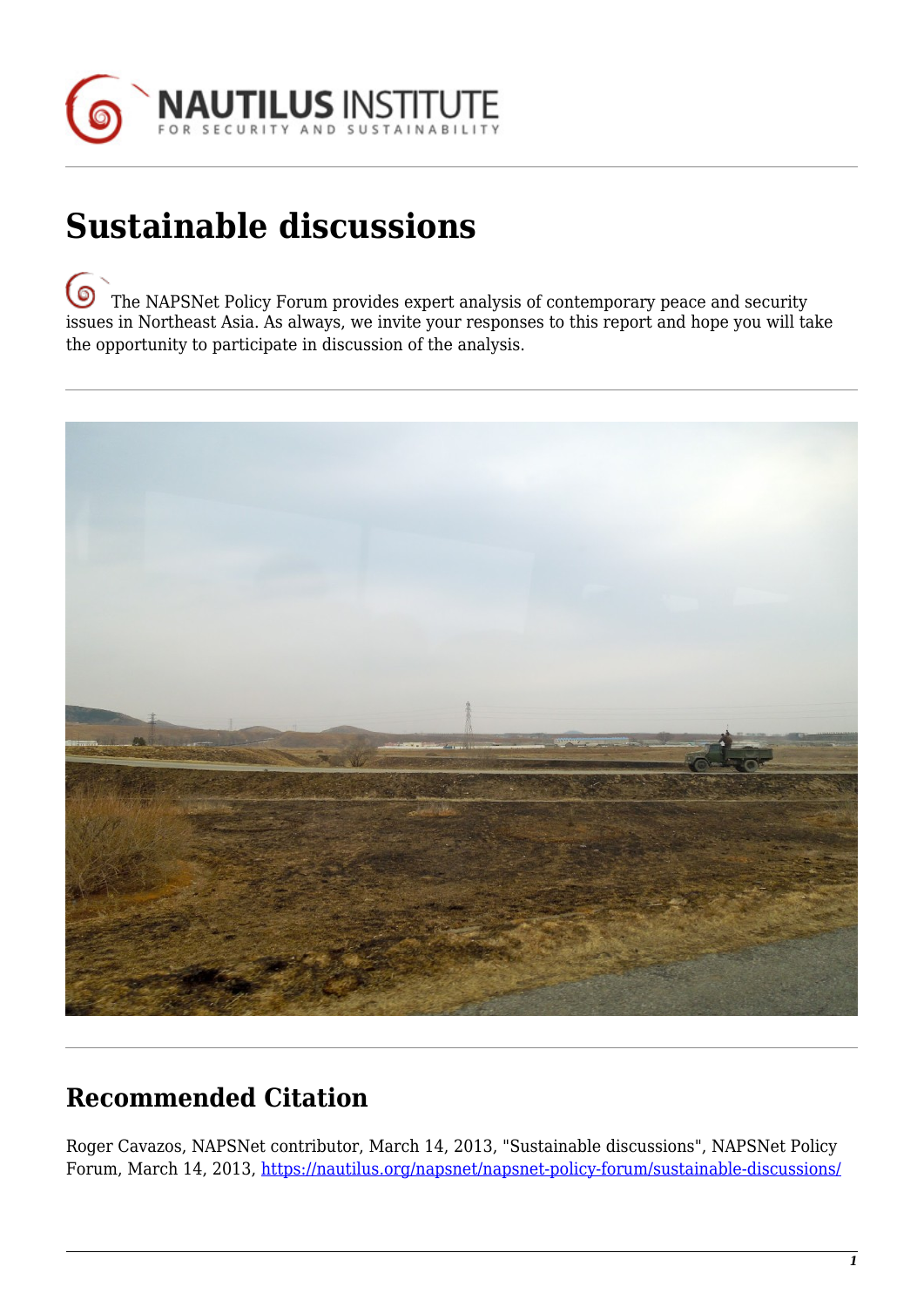# Sustainable discussions

The NAPSNet Policy Forum provides expert analysis of contemporary peace and security issues in Northeast Asia. As always, we invite your responses to this report and hope you will take the opportunity to participate in discussion of the analysis.

## Recommended Citation

Roger Cavazos, NAPSNet contributor, March 14, 2013, "Sustainable discussions", NAPSNet Policy Forum, March 14, 2013, https://nautilus.org/napsnet/napsnet-policy-forum/sustainable-discussions/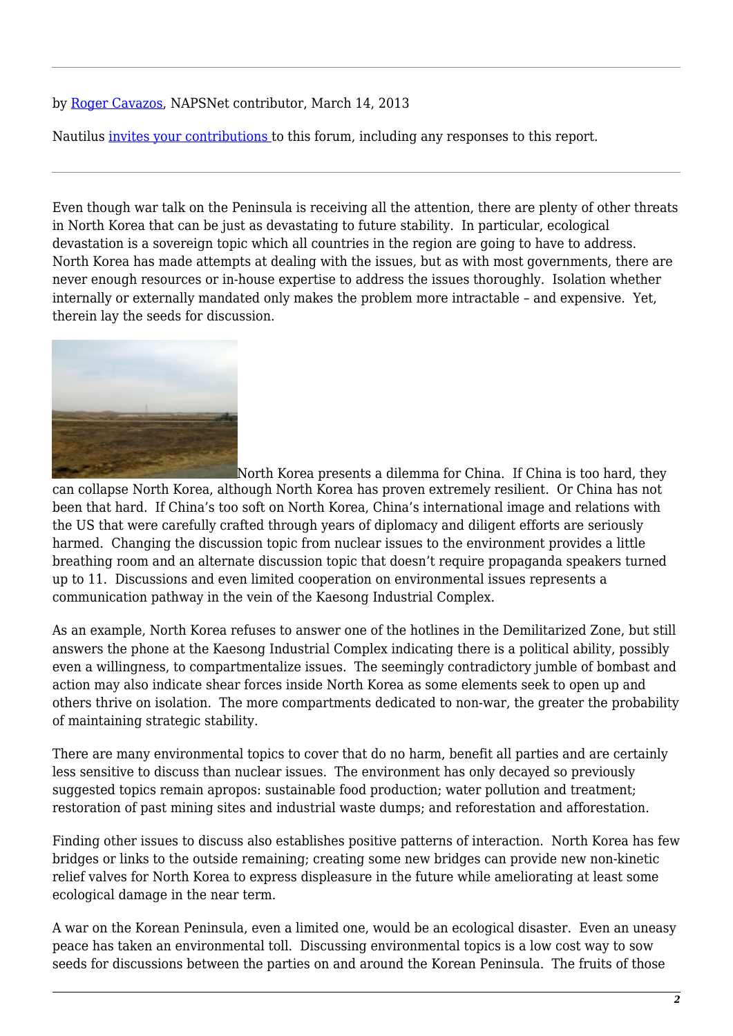by Roger Cavazos, NAPSNet contributor, March 14, 2013

Nautilus invites your contributions to this forum, including any responses to this report.

---

Even though war talk on the Peninsula is receiving all the attention, there are plenty of other threats in North Korea that can be just as devastating to future stability. In particular, ecological devastation is a sovereign topic which all countries in the region are going to have to address. North Korea has made attempts at dealing with the issues, but as with most governments, there are never enough resources or in-house expertise to address the issues thoroughly. Isolation whether internally or externally mandated only makes the problem more intractable – and expensive. Yet, therein lay the seeds for discussion.

North Korea presents a dilemma for China. If China is too hard, they can collapse North Korea, although North Korea has proven extremely resilient. Or China has not been that hard. If China's too soft on North Korea, China's international image and relations with the US that were carefully crafted through years of diplomacy and diligent efforts are seriously harmed. Changing the discussion topic from nuclear issues to the environment provides a little breathing room and an alternate discussion topic that doesn't require propaganda speakers turned up to 11. Discussions and even limited cooperation on environmental issues represents a communication pathway in the vein of the Kaesong Industrial Complex.

As an example, North Korea refuses to answer one of the hotlines in the Demilitarized Zone, but still answers the phone at the Kaesong Industrial Complex indicating there is a political ability, possibly even a willingness, to compartmentalize issues. The seemingly contradictory jumble of bombast and action may also indicate shear forces inside North Korea as some elements seek to open up and others thrive on isolation. The more compartments dedicated to non-war, the greater the probability of maintaining strategic stability.

There are many environmental topics to cover that do no harm, benefit all parties and are certainly less sensitive to discuss than nuclear issues. The environment has only decayed so previously suggested topics remain apropos: sustainable food production; water pollution and treatment; restoration of past mining sites and industrial waste dumps; and reforestation and afforestation.

Finding other issues to discuss also establishes positive patterns of interaction. North Korea has few bridges or links to the outside remaining; creating some new bridges can provide new non-kinetic relief valves for North Korea to express displeasure in the future while ameliorating at least some ecological damage in the near term.

A war on the Korean Peninsula, even a limited one, would be an ecological disaster. Even an uneasy peace has taken an environmental toll. Discussing environmental topics is a low cost way to sow seeds for discussions between the parties on and around the Korean Peninsula. The fruits of those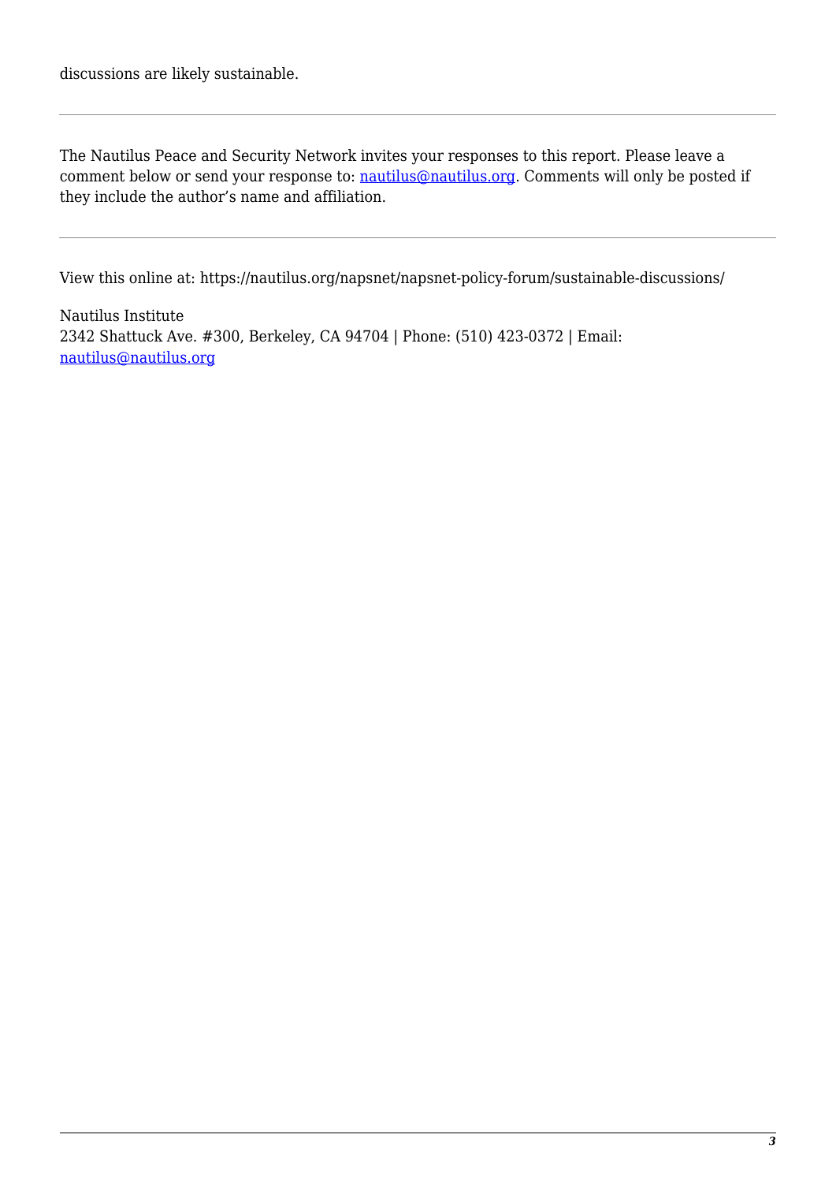discussions are likely sustainable.

---

The Nautilus Peace and Security Network invites your responses to this report. Please leave a comment below or send your response to: [nautilus@nautilus.org](mailto:nautilus@nautilus.org). Comments will only be posted if they include the author's name and affiliation.

---

View this online at: https://nautilus.org/napsnet/napsnet-policy-forum/sustainable-discussions/

Nautilus Institute
2342 Shattuck Ave. #300, Berkeley, CA 94704 | Phone: (510) 423-0372 | Email: [nautilus@nautilus.org](mailto:nautilus@nautilus.org)